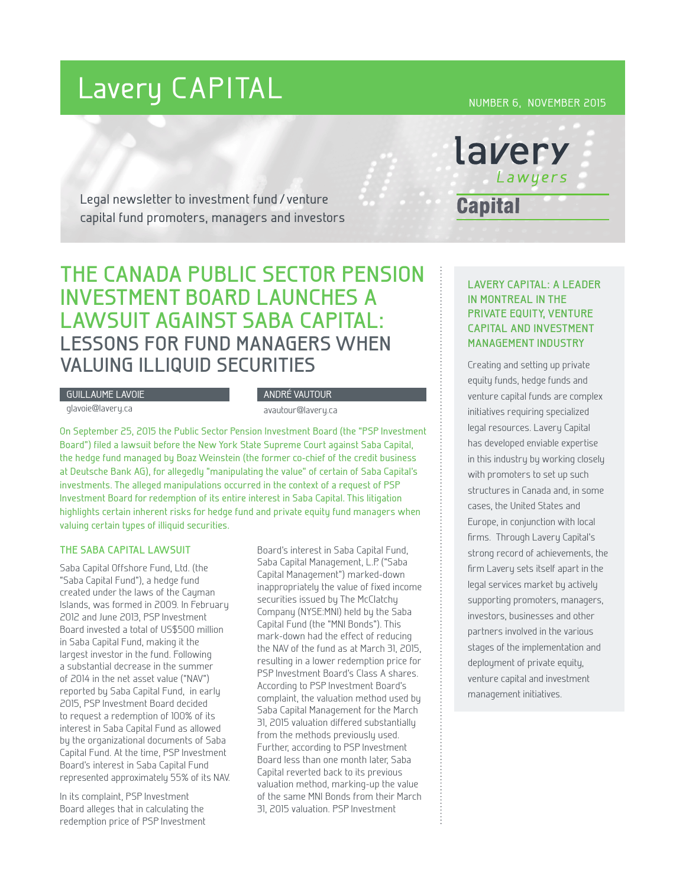# Lavery CAPITAL

NUMBER 6, NOVEMBER 2015

lavery Lawyers Capital

Legal newsletter to investment fund / venture capital fund promoters, managers and investors

## THE CANADA PUBLIC SECTOR PENSION INVESTMENT BOARD LAUNCHES A LAWSUIT AGAINST SABA CAPITAL: LESSONS FOR FUND MANAGERS WHEN VALUING ILLIQUID SECURITIES

GUILLAUME LAVOIE
glavoie@lavery.ca

ANDRÉ VAUTOUR
avautour@lavery.ca

On September 25, 2015 the Public Sector Pension Investment Board (the "PSP Investment Board") filed a lawsuit before the New York State Supreme Court against Saba Capital, the hedge fund managed by Boaz Weinstein (the former co-chief of the credit business at Deutsche Bank AG), for allegedly "manipulating the value" of certain of Saba Capital's investments. The alleged manipulations occurred in the context of a request of PSP Investment Board for redemption of its entire interest in Saba Capital. This litigation highlights certain inherent risks for hedge fund and private equity fund managers when valuing certain types of illiquid securities.

### THE SABA CAPITAL LAWSUIT

Saba Capital Offshore Fund, Ltd. (the "Saba Capital Fund"), a hedge fund created under the laws of the Cayman Islands, was formed in 2009. In February 2012 and June 2013, PSP Investment Board invested a total of US$500 million in Saba Capital Fund, making it the largest investor in the fund. Following a substantial decrease in the summer of 2014 in the net asset value ("NAV") reported by Saba Capital Fund, in early 2015, PSP Investment Board decided to request a redemption of 100% of its interest in Saba Capital Fund as allowed by the organizational documents of Saba Capital Fund. At the time, PSP Investment Board's interest in Saba Capital Fund represented approximately 55% of its NAV.

In its complaint, PSP Investment Board alleges that in calculating the redemption price of PSP Investment Board's interest in Saba Capital Fund, Saba Capital Management, L.P. ("Saba Capital Management") marked-down inappropriately the value of fixed income securities issued by The McClatchy Company (NYSE:MNI) held by the Saba Capital Fund (the "MNI Bonds"). This mark-down had the effect of reducing the NAV of the fund as at March 31, 2015, resulting in a lower redemption price for PSP Investment Board's Class A shares. According to PSP Investment Board's complaint, the valuation method used by Saba Capital Management for the March 31, 2015 valuation differed substantially from the methods previously used. Further, according to PSP Investment Board less than one month later, Saba Capital reverted back to its previous valuation method, marking-up the value of the same MNI Bonds from their March 31, 2015 valuation. PSP Investment

### LAVERY CAPITAL: A LEADER IN MONTREAL IN THE PRIVATE EQUITY, VENTURE CAPITAL AND INVESTMENT MANAGEMENT INDUSTRY

Creating and setting up private equity funds, hedge funds and venture capital funds are complex initiatives requiring specialized legal resources. Lavery Capital has developed enviable expertise in this industry by working closely with promoters to set up such structures in Canada and, in some cases, the United States and Europe, in conjunction with local firms. Through Lavery Capital's strong record of achievements, the firm Lavery sets itself apart in the legal services market by actively supporting promoters, managers, investors, businesses and other partners involved in the various stages of the implementation and deployment of private equity, venture capital and investment management initiatives.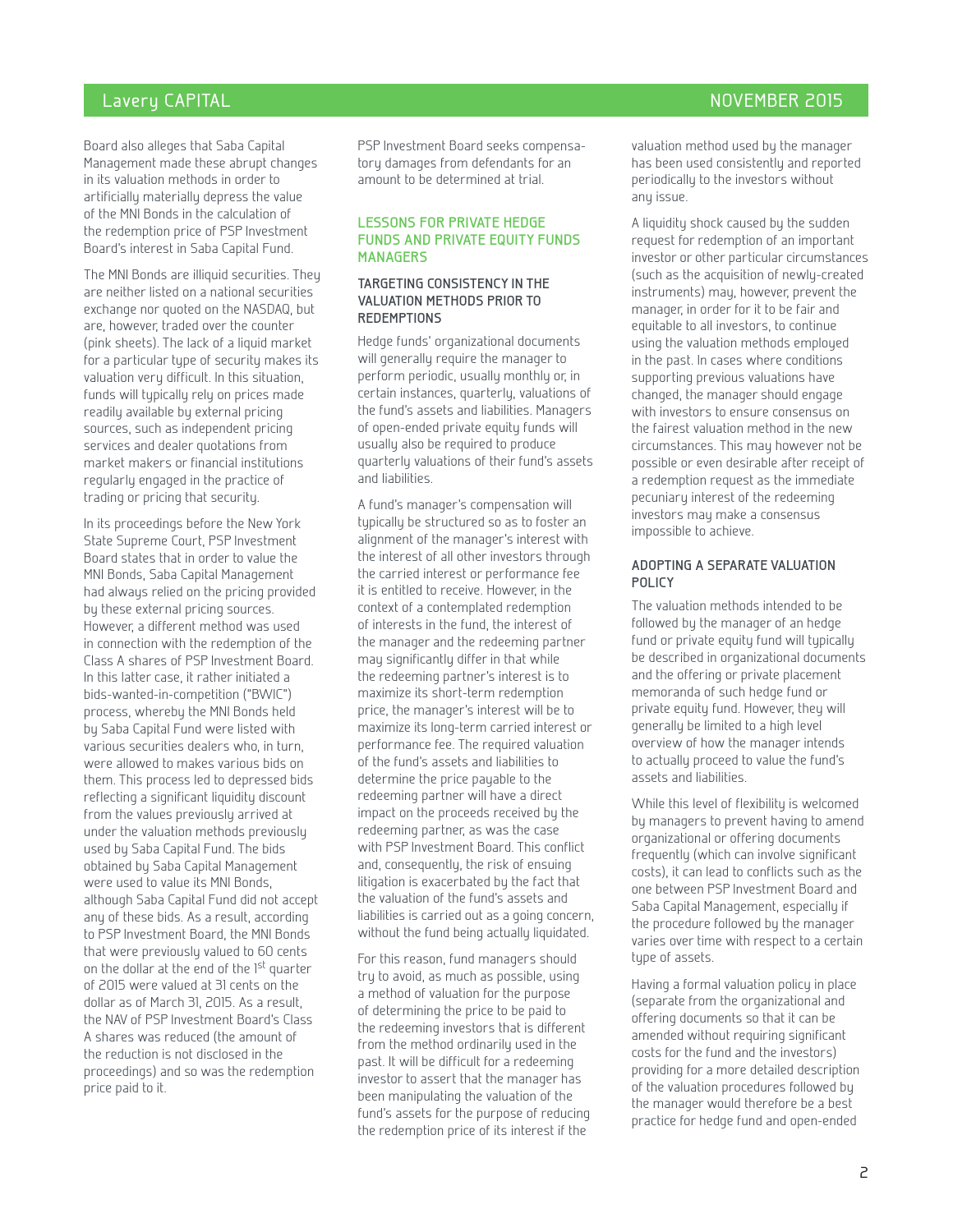Board also alleges that Saba Capital Management made these abrupt changes in its valuation methods in order to artificially materially depress the value of the MNI Bonds in the calculation of the redemption price of PSP Investment Board's interest in Saba Capital Fund.

The MNI Bonds are illiquid securities. They are neither listed on a national securities exchange nor quoted on the NASDAQ, but are, however, traded over the counter (pink sheets). The lack of a liquid market for a particular type of security makes its valuation very difficult. In this situation, funds will typically rely on prices made readily available by external pricing sources, such as independent pricing services and dealer quotations from market makers or financial institutions regularly engaged in the practice of trading or pricing that security.

In its proceedings before the New York State Supreme Court, PSP Investment Board states that in order to value the MNI Bonds, Saba Capital Management had always relied on the pricing provided by these external pricing sources. However, a different method was used in connection with the redemption of the Class A shares of PSP Investment Board. In this latter case, it rather initiated a bids-wanted-in-competition ("BWIC") process, whereby the MNI Bonds held by Saba Capital Fund were listed with various securities dealers who, in turn, were allowed to makes various bids on them. This process led to depressed bids reflecting a significant liquidity discount from the values previously arrived at under the valuation methods previously used by Saba Capital Fund. The bids obtained by Saba Capital Management were used to value its MNI Bonds, although Saba Capital Fund did not accept any of these bids. As a result, according to PSP Investment Board, the MNI Bonds that were previously valued to 60 cents on the dollar at the end of the 1st quarter of 2015 were valued at 31 cents on the dollar as of March 31, 2015. As a result, the NAV of PSP Investment Board's Class A shares was reduced (the amount of the reduction is not disclosed in the proceedings) and so was the redemption price paid to it.

PSP Investment Board seeks compensatory damages from defendants for an amount to be determined at trial.

## LESSONS FOR PRIVATE HEDGE FUNDS AND PRIVATE EQUITY FUNDS MANAGERS

### TARGETING CONSISTENCY IN THE VALUATION METHODS PRIOR TO REDEMPTIONS

Hedge funds' organizational documents will generally require the manager to perform periodic, usually monthly or, in certain instances, quarterly, valuations of the fund's assets and liabilities. Managers of open-ended private equity funds will usually also be required to produce quarterly valuations of their fund's assets and liabilities.

A fund's manager's compensation will typically be structured so as to foster an alignment of the manager's interest with the interest of all other investors through the carried interest or performance fee it is entitled to receive. However, in the context of a contemplated redemption of interests in the fund, the interest of the manager and the redeeming partner may significantly differ in that while the redeeming partner's interest is to maximize its short-term redemption price, the manager's interest will be to maximize its long-term carried interest or performance fee. The required valuation of the fund's assets and liabilities to determine the price payable to the redeeming partner will have a direct impact on the proceeds received by the redeeming partner, as was the case with PSP Investment Board. This conflict and, consequently, the risk of ensuing litigation is exacerbated by the fact that the valuation of the fund's assets and liabilities is carried out as a going concern, without the fund being actually liquidated.

For this reason, fund managers should try to avoid, as much as possible, using a method of valuation for the purpose of determining the price to be paid to the redeeming investors that is different from the method ordinarily used in the past. It will be difficult for a redeeming investor to assert that the manager has been manipulating the valuation of the fund's assets for the purpose of reducing the redemption price of its interest if the valuation method used by the manager has been used consistently and reported periodically to the investors without any issue.

A liquidity shock caused by the sudden request for redemption of an important investor or other particular circumstances (such as the acquisition of newly-created instruments) may, however, prevent the manager, in order for it to be fair and equitable to all investors, to continue using the valuation methods employed in the past. In cases where conditions supporting previous valuations have changed, the manager should engage with investors to ensure consensus on the fairest valuation method in the new circumstances. This may however not be possible or even desirable after receipt of a redemption request as the immediate pecuniary interest of the redeeming investors may make a consensus impossible to achieve.

### ADOPTING A SEPARATE VALUATION POLICY

The valuation methods intended to be followed by the manager of an hedge fund or private equity fund will typically be described in organizational documents and the offering or private placement memoranda of such hedge fund or private equity fund. However, they will generally be limited to a high level overview of how the manager intends to actually proceed to value the fund's assets and liabilities.

While this level of flexibility is welcomed by managers to prevent having to amend organizational or offering documents frequently (which can involve significant costs), it can lead to conflicts such as the one between PSP Investment Board and Saba Capital Management, especially if the procedure followed by the manager varies over time with respect to a certain type of assets.

Having a formal valuation policy in place (separate from the organizational and offering documents so that it can be amended without requiring significant costs for the fund and the investors) providing for a more detailed description of the valuation procedures followed by the manager would therefore be a best practice for hedge fund and open-ended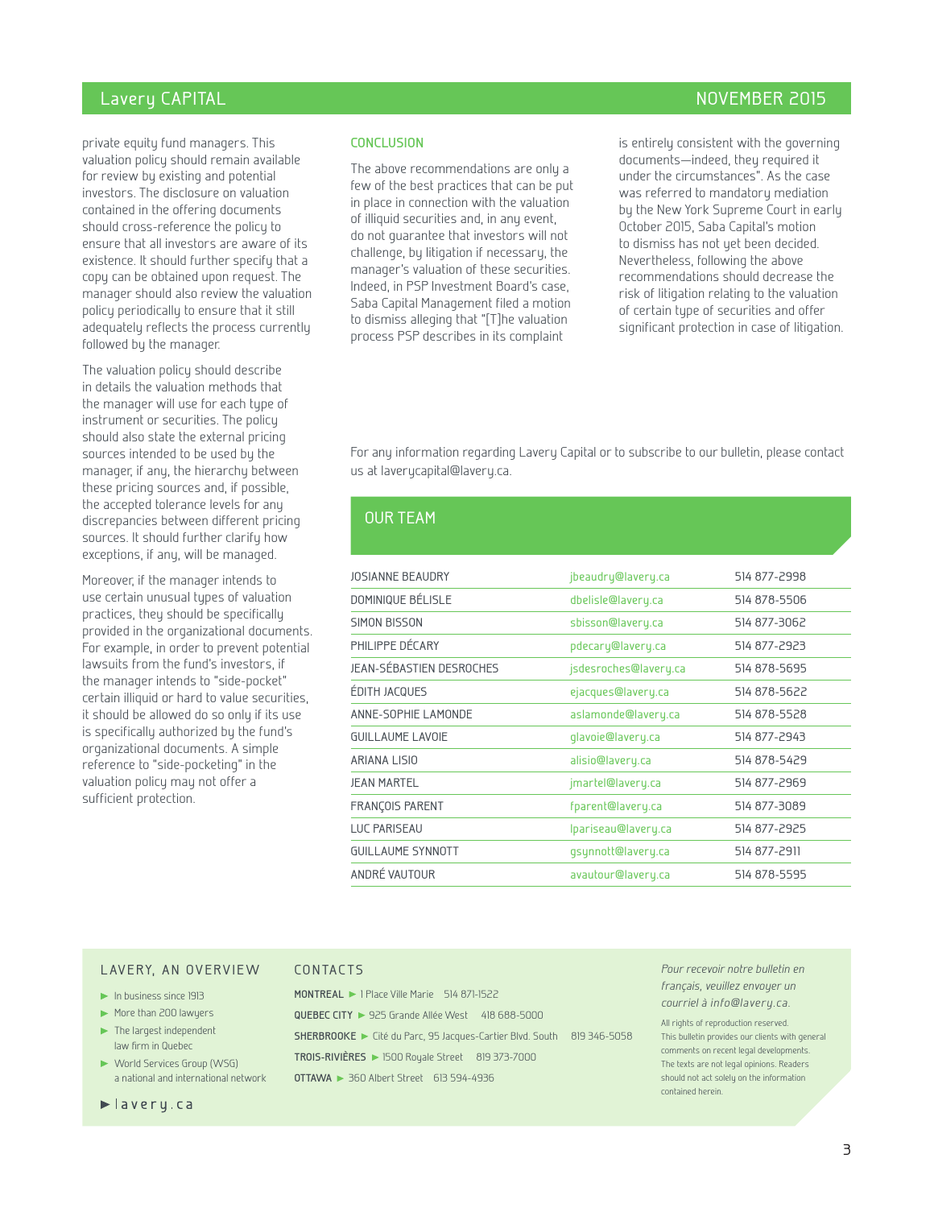private equity fund managers. This valuation policy should remain available for review by existing and potential investors. The disclosure on valuation contained in the offering documents should cross-reference the policy to ensure that all investors are aware of its existence. It should further specify that a copy can be obtained upon request. The manager should also review the valuation policy periodically to ensure that it still adequately reflects the process currently followed by the manager.

The valuation policy should describe in details the valuation methods that the manager will use for each type of instrument or securities. The policy should also state the external pricing sources intended to be used by the manager, if any, the hierarchy between these pricing sources and, if possible, the accepted tolerance levels for any discrepancies between different pricing sources. It should further clarify how exceptions, if any, will be managed.

Moreover, if the manager intends to use certain unusual types of valuation practices, they should be specifically provided in the organizational documents. For example, in order to prevent potential lawsuits from the fund's investors, if the manager intends to "side-pocket" certain illiquid or hard to value securities, it should be allowed do so only if its use is specifically authorized by the fund's organizational documents. A simple reference to "side-pocketing" in the valuation policy may not offer a sufficient protection.

## CONCLUSION

The above recommendations are only a few of the best practices that can be put in place in connection with the valuation of illiquid securities and, in any event, do not guarantee that investors will not challenge, by litigation if necessary, the manager's valuation of these securities. Indeed, in PSP Investment Board's case, Saba Capital Management filed a motion to dismiss alleging that "[T]he valuation process PSP describes in its complaint is entirely consistent with the governing documents—indeed, they required it under the circumstances". As the case was referred to mandatory mediation by the New York Supreme Court in early October 2015, Saba Capital's motion to dismiss has not yet been decided. Nevertheless, following the above recommendations should decrease the risk of litigation relating to the valuation of certain type of securities and offer significant protection in case of litigation.

For any information regarding Lavery Capital or to subscribe to our bulletin, please contact us at laverycapital@lavery.ca.

## OUR TEAM

| | | |
|---|---|---|
| JOSIANNE BEAUDRY | jbeaudry@lavery.ca | 514 877-2998 |
| DOMINIQUE BÉLISLE | dbelisle@lavery.ca | 514 878-5506 |
| SIMON BISSON | sbisson@lavery.ca | 514 877-3062 |
| PHILIPPE DÉCARY | pdecary@lavery.ca | 514 877-2923 |
| JEAN-SÉBASTIEN DESROCHES | jsdesroches@lavery.ca | 514 878-5695 |
| ÉDITH JACQUES | ejacques@lavery.ca | 514 878-5622 |
| ANNE-SOPHIE LAMONDE | aslamonde@lavery.ca | 514 878-5528 |
| GUILLAUME LAVOIE | glavoie@lavery.ca | 514 877-2943 |
| ARIANA LISIO | alisio@lavery.ca | 514 878-5429 |
| JEAN MARTEL | jmartel@lavery.ca | 514 877-2969 |
| FRANÇOIS PARENT | fparent@lavery.ca | 514 877-3089 |
| LUC PARISEAU | lpariseau@lavery.ca | 514 877-2925 |
| GUILLAUME SYNNOTT | gsynnott@lavery.ca | 514 877-2911 |
| ANDRÉ VAUTOUR | avautour@lavery.ca | 514 878-5595 |

### LAVERY, AN OVERVIEW

- In business since 1913
- More than 200 lawyers
- The largest independent law firm in Quebec
- World Services Group (WSG) a national and international network

lavery.ca

### CONTACTS

**MONTREAL** 1 Place Ville Marie 514 871-1522

**QUEBEC CITY** 925 Grande Allée West 418 688-5000

**SHERBROOKE** Cité du Parc, 95 Jacques-Cartier Blvd. South 819 346-5058

**TROIS-RIVIÈRES** 1500 Royale Street 819 373-7000

**OTTAWA** 360 Albert Street 613 594-4936

*Pour recevoir notre bulletin en français, veuillez envoyer un courriel à info@lavery.ca.*

All rights of reproduction reserved. This bulletin provides our clients with general comments on recent legal developments. The texts are not legal opinions. Readers should not act solely on the information contained herein.